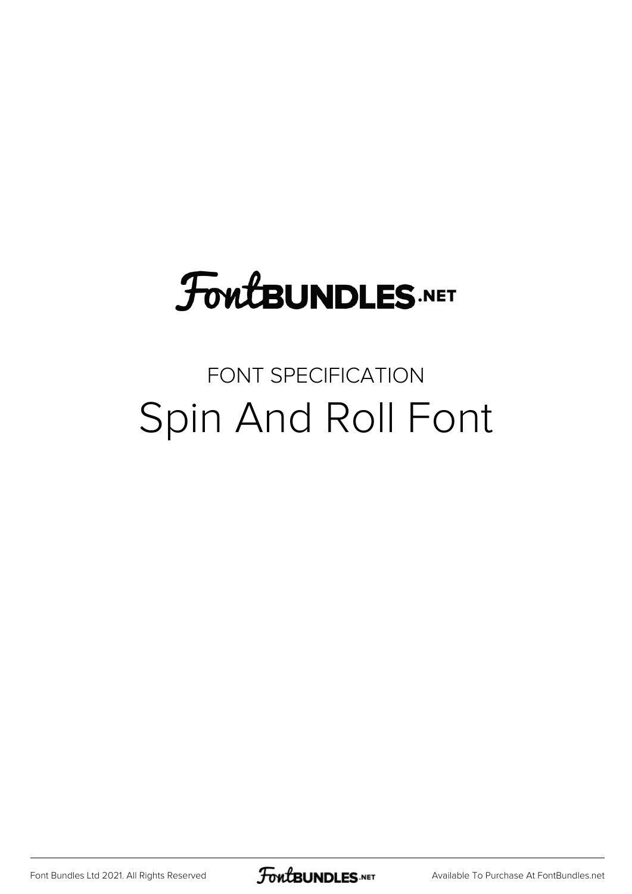# FontBUNDLES.NET

FONT SPECIFICATION

## Spin And Roll Font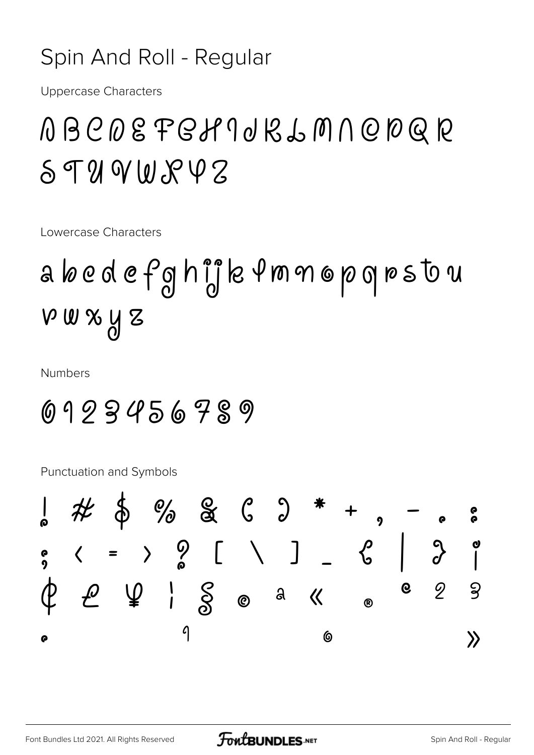# Spin And Roll - Regular

Uppercase Characters

A B C D E F G H I J K L M N O P Q R
S T U V W X Y Z

Lowercase Characters

a b c d e f g h i j k l m n o p q r s t u
v w x y z

Numbers

0 1 2 3 4 5 6 7 8 9

Punctuation and Symbols

! # $ % & ( ) * + , - . :
; < = > ? [ \ ] _ { | } ¡
¢ £ ¥ ¦ § © ª « ® º ² ³
· ¹ º »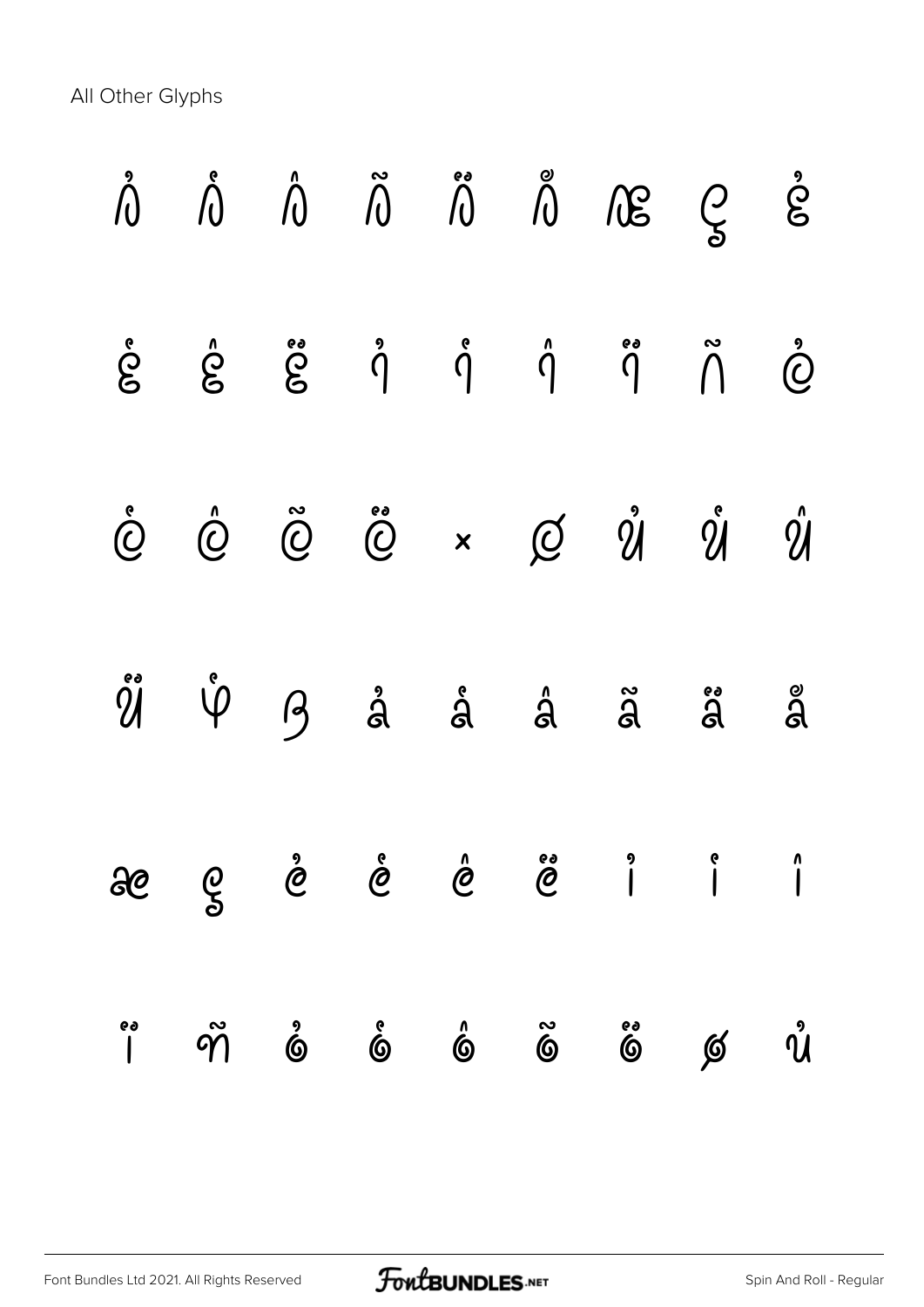All Other Glyphs

À Á Â Ã Ä Å Æ Ç È

É Ê Ë Ì Í Î Ï Ñ Ò

Ó Ô Õ Ö × Ø Ù Ú Û

Ü Ý ß à á â ã ä å

æ ç è é ê ë ì í î

ï ñ ò ó ô õ ö ø ù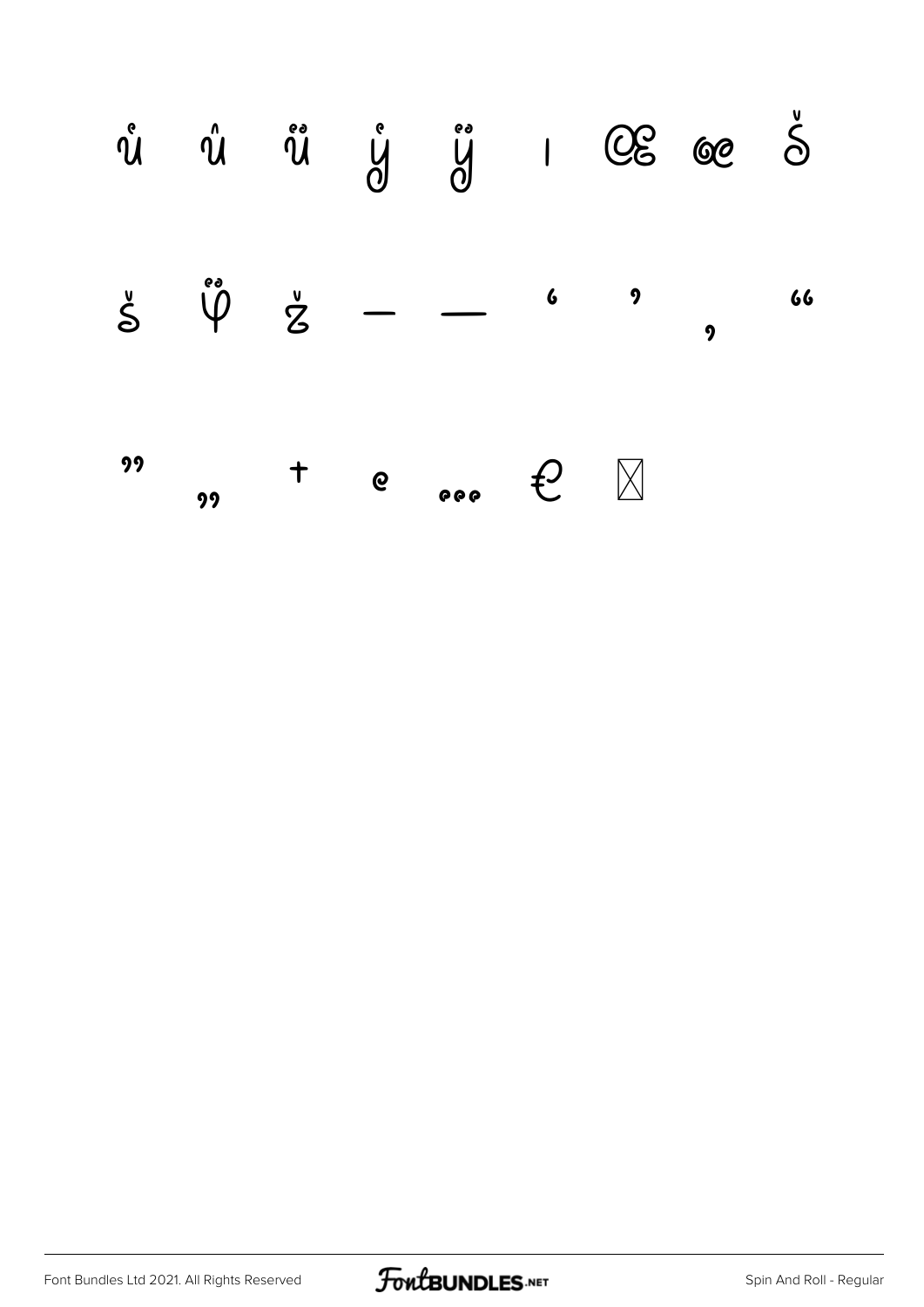ů û ü ý ÿ ı Œ œ Š

š Ÿ ž – — ' ' ‚ "

" „ † • … € ⊠